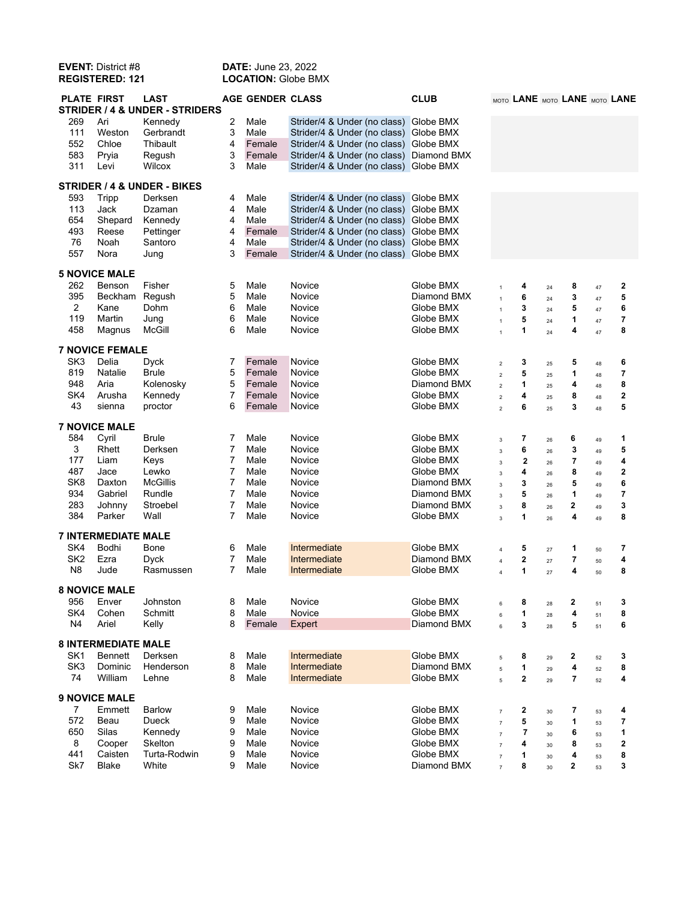**EVENT:** District #8
**REGISTERED:** 121

**DATE:** June 23, 2022
**LOCATION:** Globe BMX

| PLATE | FIRST | LAST | AGE | GENDER | CLASS | CLUB | MOTO | LANE | MOTO | LANE | MOTO | LANE |
|---|---|---|---|---|---|---|---|---|---|---|---|---|
| **STRIDER / 4 & UNDER - STRIDERS** | | | | | | | | | | | | |
| 269 | Ari | Kennedy | 2 | Male | Strider/4 & Under (no class) | Globe BMX | | | | | | |
| 111 | Weston | Gerbrandt | 3 | Male | Strider/4 & Under (no class) | Globe BMX | | | | | | |
| 552 | Chloe | Thibault | 4 | Female | Strider/4 & Under (no class) | Globe BMX | | | | | | |
| 583 | Pryia | Regush | 3 | Female | Strider/4 & Under (no class) | Diamond BMX | | | | | | |
| 311 | Levi | Wilcox | 3 | Male | Strider/4 & Under (no class) | Globe BMX | | | | | | |
| **STRIDER / 4 & UNDER - BIKES** | | | | | | | | | | | | |
| 593 | Tripp | Derksen | 4 | Male | Strider/4 & Under (no class) | Globe BMX | | | | | | |
| 113 | Jack | Dzaman | 4 | Male | Strider/4 & Under (no class) | Globe BMX | | | | | | |
| 654 | Shepard | Kennedy | 4 | Male | Strider/4 & Under (no class) | Globe BMX | | | | | | |
| 493 | Reese | Pettinger | 4 | Female | Strider/4 & Under (no class) | Globe BMX | | | | | | |
| 76 | Noah | Santoro | 4 | Male | Strider/4 & Under (no class) | Globe BMX | | | | | | |
| 557 | Nora | Jung | 3 | Female | Strider/4 & Under (no class) | Globe BMX | | | | | | |
| **5 NOVICE MALE** | | | | | | | | | | | | |
| 262 | Benson | Fisher | 5 | Male | Novice | Globe BMX | 1 | 4 | 24 | 8 | 47 | 2 |
| 395 | Beckham | Regush | 5 | Male | Novice | Diamond BMX | 1 | 6 | 24 | 3 | 47 | 5 |
| 2 | Kane | Dohm | 6 | Male | Novice | Globe BMX | 1 | 3 | 24 | 5 | 47 | 6 |
| 119 | Martin | Jung | 6 | Male | Novice | Globe BMX | 1 | 5 | 24 | 1 | 47 | 7 |
| 458 | Magnus | McGill | 6 | Male | Novice | Globe BMX | 1 | 1 | 24 | 4 | 47 | 8 |
| **7 NOVICE FEMALE** | | | | | | | | | | | | |
| SK3 | Delia | Dyck | 7 | Female | Novice | Globe BMX | 2 | 3 | 25 | 5 | 48 | 6 |
| 819 | Natalie | Brule | 5 | Female | Novice | Globe BMX | 2 | 5 | 25 | 1 | 48 | 7 |
| 948 | Aria | Kolenosky | 5 | Female | Novice | Diamond BMX | 2 | 1 | 25 | 4 | 48 | 8 |
| SK4 | Arusha | Kennedy | 7 | Female | Novice | Globe BMX | 2 | 4 | 25 | 8 | 48 | 2 |
| 43 | sienna | proctor | 6 | Female | Novice | Globe BMX | 2 | 6 | 25 | 3 | 48 | 5 |
| **7 NOVICE MALE** | | | | | | | | | | | | |
| 584 | Cyril | Brule | 7 | Male | Novice | Globe BMX | 3 | 7 | 26 | 6 | 49 | 1 |
| 3 | Rhett | Derksen | 7 | Male | Novice | Globe BMX | 3 | 6 | 26 | 3 | 49 | 5 |
| 177 | Liam | Keys | 7 | Male | Novice | Globe BMX | 3 | 2 | 26 | 7 | 49 | 4 |
| 487 | Jace | Lewko | 7 | Male | Novice | Globe BMX | 3 | 4 | 26 | 8 | 49 | 2 |
| SK8 | Daxton | McGillis | 7 | Male | Novice | Diamond BMX | 3 | 3 | 26 | 5 | 49 | 6 |
| 934 | Gabriel | Rundle | 7 | Male | Novice | Diamond BMX | 3 | 5 | 26 | 1 | 49 | 7 |
| 283 | Johnny | Stroebel | 7 | Male | Novice | Diamond BMX | 3 | 8 | 26 | 2 | 49 | 3 |
| 384 | Parker | Wall | 7 | Male | Novice | Globe BMX | 3 | 1 | 26 | 4 | 49 | 8 |
| **7 INTERMEDIATE MALE** | | | | | | | | | | | | |
| SK4 | Bodhi | Bone | 6 | Male | Intermediate | Globe BMX | 4 | 5 | 27 | 1 | 50 | 7 |
| SK2 | Ezra | Dyck | 7 | Male | Intermediate | Diamond BMX | 4 | 2 | 27 | 7 | 50 | 4 |
| N8 | Jude | Rasmussen | 7 | Male | Intermediate | Globe BMX | 4 | 1 | 27 | 4 | 50 | 8 |
| **8 NOVICE MALE** | | | | | | | | | | | | |
| 956 | Enver | Johnston | 8 | Male | Novice | Globe BMX | 6 | 8 | 28 | 2 | 51 | 3 |
| SK4 | Cohen | Schmitt | 8 | Male | Novice | Globe BMX | 6 | 1 | 28 | 4 | 51 | 8 |
| N4 | Ariel | Kelly | 8 | Female | Expert | Diamond BMX | 6 | 3 | 28 | 5 | 51 | 6 |
| **8 INTERMEDIATE MALE** | | | | | | | | | | | | |
| SK1 | Bennett | Derksen | 8 | Male | Intermediate | Globe BMX | 5 | 8 | 29 | 2 | 52 | 3 |
| SK3 | Dominic | Henderson | 8 | Male | Intermediate | Diamond BMX | 5 | 1 | 29 | 4 | 52 | 8 |
| 74 | William | Lehne | 8 | Male | Intermediate | Globe BMX | 5 | 2 | 29 | 7 | 52 | 4 |
| **9 NOVICE MALE** | | | | | | | | | | | | |
| 7 | Emmett | Barlow | 9 | Male | Novice | Globe BMX | 7 | 2 | 30 | 7 | 53 | 4 |
| 572 | Beau | Dueck | 9 | Male | Novice | Globe BMX | 7 | 5 | 30 | 1 | 53 | 7 |
| 650 | Silas | Kennedy | 9 | Male | Novice | Globe BMX | 7 | 7 | 30 | 6 | 53 | 1 |
| 8 | Cooper | Skelton | 9 | Male | Novice | Globe BMX | 7 | 4 | 30 | 8 | 53 | 2 |
| 441 | Caisten | Turta-Rodwin | 9 | Male | Novice | Globe BMX | 7 | 1 | 30 | 4 | 53 | 8 |
| Sk7 | Blake | White | 9 | Male | Novice | Diamond BMX | 7 | 8 | 30 | 2 | 53 | 3 |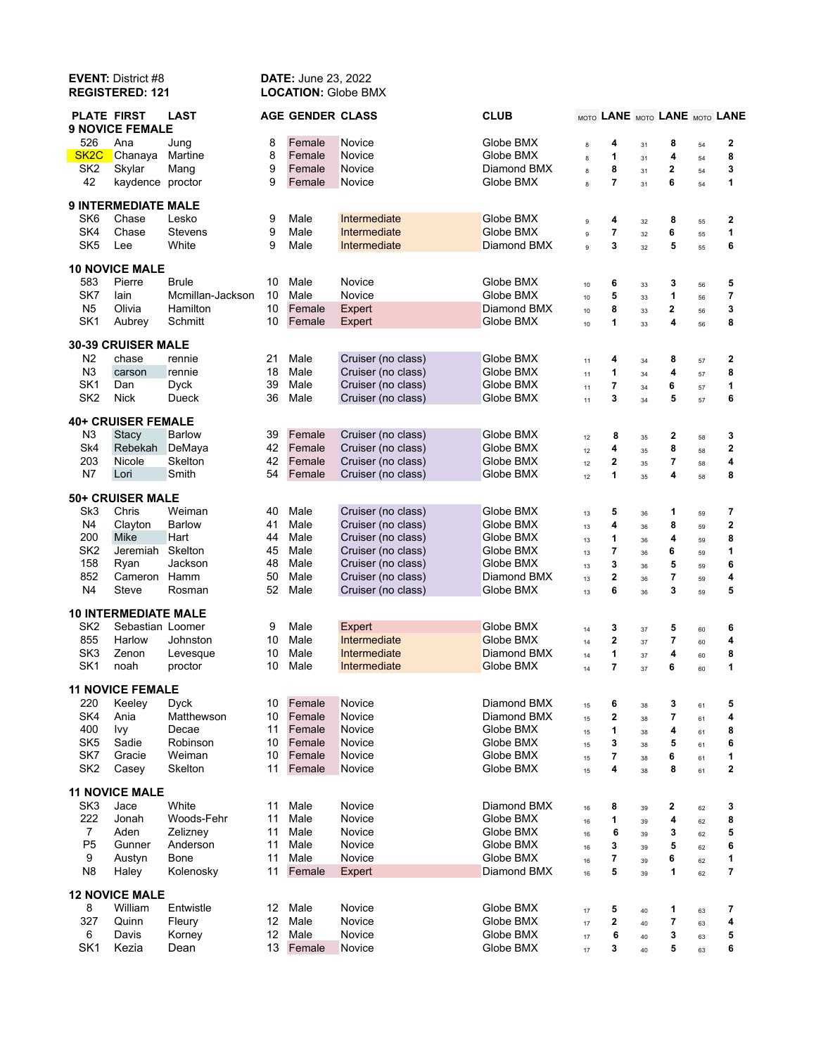**EVENT:** District #8
**REGISTERED:** 121

**DATE:** June 23, 2022
**LOCATION:** Globe BMX

| PLATE | FIRST | LAST | AGE | GENDER | CLASS | CLUB | MOTO | LANE | MOTO | LANE | MOTO | LANE |
|---|---|---|---|---|---|---|---|---|---|---|---|---|
| **9 NOVICE FEMALE** | | | | | | | | | | | | |
| 526 | Ana | Jung | 8 | Female | Novice | Globe BMX | 8 | 4 | 31 | 8 | 54 | 2 |
| SK2C | Chanaya | Martine | 8 | Female | Novice | Globe BMX | 8 | 1 | 31 | 4 | 54 | 8 |
| SK2 | Skylar | Mang | 9 | Female | Novice | Diamond BMX | 8 | 8 | 31 | 2 | 54 | 3 |
| 42 | kaydence | proctor | 9 | Female | Novice | Globe BMX | 8 | 7 | 31 | 6 | 54 | 1 |
| **9 INTERMEDIATE MALE** | | | | | | | | | | | | |
| SK6 | Chase | Lesko | 9 | Male | Intermediate | Globe BMX | 9 | 4 | 32 | 8 | 55 | 2 |
| SK4 | Chase | Stevens | 9 | Male | Intermediate | Globe BMX | 9 | 7 | 32 | 6 | 55 | 1 |
| SK5 | Lee | White | 9 | Male | Intermediate | Diamond BMX | 9 | 3 | 32 | 5 | 55 | 6 |
| **10 NOVICE MALE** | | | | | | | | | | | | |
| 583 | Pierre | Brule | 10 | Male | Novice | Globe BMX | 10 | 6 | 33 | 3 | 56 | 5 |
| SK7 | Iain | Mcmillan-Jackson | 10 | Male | Novice | Globe BMX | 10 | 5 | 33 | 1 | 56 | 7 |
| N5 | Olivia | Hamilton | 10 | Female | Expert | Diamond BMX | 10 | 8 | 33 | 2 | 56 | 3 |
| SK1 | Aubrey | Schmitt | 10 | Female | Expert | Globe BMX | 10 | 1 | 33 | 4 | 56 | 8 |
| **30-39 CRUISER MALE** | | | | | | | | | | | | |
| N2 | chase | rennie | 21 | Male | Cruiser (no class) | Globe BMX | 11 | 4 | 34 | 8 | 57 | 2 |
| N3 | carson | rennie | 18 | Male | Cruiser (no class) | Globe BMX | 11 | 1 | 34 | 4 | 57 | 8 |
| SK1 | Dan | Dyck | 39 | Male | Cruiser (no class) | Globe BMX | 11 | 7 | 34 | 6 | 57 | 1 |
| SK2 | Nick | Dueck | 36 | Male | Cruiser (no class) | Globe BMX | 11 | 3 | 34 | 5 | 57 | 6 |
| **40+ CRUISER FEMALE** | | | | | | | | | | | | |
| N3 | Stacy | Barlow | 39 | Female | Cruiser (no class) | Globe BMX | 12 | 8 | 35 | 2 | 58 | 3 |
| Sk4 | Rebekah | DeMaya | 42 | Female | Cruiser (no class) | Globe BMX | 12 | 4 | 35 | 8 | 58 | 2 |
| 203 | Nicole | Skelton | 42 | Female | Cruiser (no class) | Globe BMX | 12 | 2 | 35 | 7 | 58 | 4 |
| N7 | Lori | Smith | 54 | Female | Cruiser (no class) | Globe BMX | 12 | 1 | 35 | 4 | 58 | 8 |
| **50+ CRUISER MALE** | | | | | | | | | | | | |
| Sk3 | Chris | Weiman | 40 | Male | Cruiser (no class) | Globe BMX | 13 | 5 | 36 | 1 | 59 | 7 |
| N4 | Clayton | Barlow | 41 | Male | Cruiser (no class) | Globe BMX | 13 | 4 | 36 | 8 | 59 | 2 |
| 200 | Mike | Hart | 44 | Male | Cruiser (no class) | Globe BMX | 13 | 1 | 36 | 4 | 59 | 8 |
| SK2 | Jeremiah | Skelton | 45 | Male | Cruiser (no class) | Globe BMX | 13 | 7 | 36 | 6 | 59 | 1 |
| 158 | Ryan | Jackson | 48 | Male | Cruiser (no class) | Globe BMX | 13 | 3 | 36 | 5 | 59 | 6 |
| 852 | Cameron | Hamm | 50 | Male | Cruiser (no class) | Diamond BMX | 13 | 2 | 36 | 7 | 59 | 4 |
| N4 | Steve | Rosman | 52 | Male | Cruiser (no class) | Globe BMX | 13 | 6 | 36 | 3 | 59 | 5 |
| **10 INTERMEDIATE MALE** | | | | | | | | | | | | |
| SK2 | Sebastian | Loomer | 9 | Male | Expert | Globe BMX | 14 | 3 | 37 | 5 | 60 | 6 |
| 855 | Harlow | Johnston | 10 | Male | Intermediate | Globe BMX | 14 | 2 | 37 | 7 | 60 | 4 |
| SK3 | Zenon | Levesque | 10 | Male | Intermediate | Diamond BMX | 14 | 1 | 37 | 4 | 60 | 8 |
| SK1 | noah | proctor | 10 | Male | Intermediate | Globe BMX | 14 | 7 | 37 | 6 | 60 | 1 |
| **11 NOVICE FEMALE** | | | | | | | | | | | | |
| 220 | Keeley | Dyck | 10 | Female | Novice | Diamond BMX | 15 | 6 | 38 | 3 | 61 | 5 |
| SK4 | Ania | Matthewson | 10 | Female | Novice | Diamond BMX | 15 | 2 | 38 | 7 | 61 | 4 |
| 400 | Ivy | Decae | 11 | Female | Novice | Globe BMX | 15 | 1 | 38 | 4 | 61 | 8 |
| SK5 | Sadie | Robinson | 10 | Female | Novice | Globe BMX | 15 | 3 | 38 | 5 | 61 | 6 |
| SK7 | Gracie | Weiman | 10 | Female | Novice | Globe BMX | 15 | 7 | 38 | 6 | 61 | 1 |
| SK2 | Casey | Skelton | 11 | Female | Novice | Globe BMX | 15 | 4 | 38 | 8 | 61 | 2 |
| **11 NOVICE MALE** | | | | | | | | | | | | |
| SK3 | Jace | White | 11 | Male | Novice | Diamond BMX | 16 | 8 | 39 | 2 | 62 | 3 |
| 222 | Jonah | Woods-Fehr | 11 | Male | Novice | Globe BMX | 16 | 1 | 39 | 4 | 62 | 8 |
| 7 | Aden | Zelizney | 11 | Male | Novice | Globe BMX | 16 | 6 | 39 | 3 | 62 | 5 |
| P5 | Gunner | Anderson | 11 | Male | Novice | Globe BMX | 16 | 3 | 39 | 5 | 62 | 6 |
| 9 | Austyn | Bone | 11 | Male | Novice | Globe BMX | 16 | 7 | 39 | 6 | 62 | 1 |
| N8 | Haley | Kolenosky | 11 | Female | Expert | Diamond BMX | 16 | 5 | 39 | 1 | 62 | 7 |
| **12 NOVICE MALE** | | | | | | | | | | | | |
| 8 | William | Entwistle | 12 | Male | Novice | Globe BMX | 17 | 5 | 40 | 1 | 63 | 7 |
| 327 | Quinn | Fleury | 12 | Male | Novice | Globe BMX | 17 | 2 | 40 | 7 | 63 | 4 |
| 6 | Davis | Korney | 12 | Male | Novice | Globe BMX | 17 | 6 | 40 | 3 | 63 | 5 |
| SK1 | Kezia | Dean | 13 | Female | Novice | Globe BMX | 17 | 3 | 40 | 5 | 63 | 6 |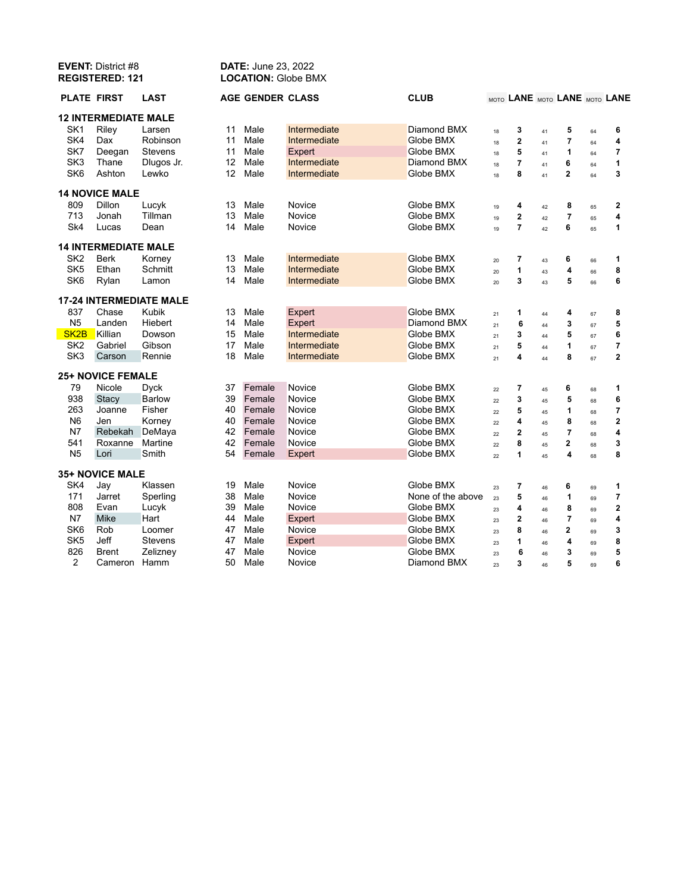**EVENT:** District #8
**REGISTERED:** 121

**DATE:** June 23, 2022
**LOCATION:** Globe BMX

| PLATE | FIRST | LAST | AGE | GENDER | CLASS | CLUB | MOTO | LANE | MOTO | LANE | MOTO | LANE |
|---|---|---|---|---|---|---|---|---|---|---|---|---|
| **12 INTERMEDIATE MALE** | | | | | | | | | | | | |
| SK1 | Riley | Larsen | 11 | Male | Intermediate | Diamond BMX | 18 | 3 | 41 | 5 | 64 | 6 |
| SK4 | Dax | Robinson | 11 | Male | Intermediate | Globe BMX | 18 | 2 | 41 | 7 | 64 | 4 |
| SK7 | Deegan | Stevens | 11 | Male | Expert | Globe BMX | 18 | 5 | 41 | 1 | 64 | 7 |
| SK3 | Thane | Dlugos Jr. | 12 | Male | Intermediate | Diamond BMX | 18 | 7 | 41 | 6 | 64 | 1 |
| SK6 | Ashton | Lewko | 12 | Male | Intermediate | Globe BMX | 18 | 8 | 41 | 2 | 64 | 3 |
| **14 NOVICE MALE** | | | | | | | | | | | | |
| 809 | Dillon | Lucyk | 13 | Male | Novice | Globe BMX | 19 | 4 | 42 | 8 | 65 | 2 |
| 713 | Jonah | Tillman | 13 | Male | Novice | Globe BMX | 19 | 2 | 42 | 7 | 65 | 4 |
| Sk4 | Lucas | Dean | 14 | Male | Novice | Globe BMX | 19 | 7 | 42 | 6 | 65 | 1 |
| **14 INTERMEDIATE MALE** | | | | | | | | | | | | |
| SK2 | Berk | Korney | 13 | Male | Intermediate | Globe BMX | 20 | 7 | 43 | 6 | 66 | 1 |
| SK5 | Ethan | Schmitt | 13 | Male | Intermediate | Globe BMX | 20 | 1 | 43 | 4 | 66 | 8 |
| SK6 | Rylan | Lamon | 14 | Male | Intermediate | Globe BMX | 20 | 3 | 43 | 5 | 66 | 6 |
| **17-24 INTERMEDIATE MALE** | | | | | | | | | | | | |
| 837 | Chase | Kubik | 13 | Male | Expert | Globe BMX | 21 | 1 | 44 | 4 | 67 | 8 |
| N5 | Landen | Hiebert | 14 | Male | Expert | Diamond BMX | 21 | 6 | 44 | 3 | 67 | 5 |
| SK2B | Killian | Dowson | 15 | Male | Intermediate | Globe BMX | 21 | 3 | 44 | 5 | 67 | 6 |
| SK2 | Gabriel | Gibson | 17 | Male | Intermediate | Globe BMX | 21 | 5 | 44 | 1 | 67 | 7 |
| SK3 | Carson | Rennie | 18 | Male | Intermediate | Globe BMX | 21 | 4 | 44 | 8 | 67 | 2 |
| **25+ NOVICE FEMALE** | | | | | | | | | | | | |
| 79 | Nicole | Dyck | 37 | Female | Novice | Globe BMX | 22 | 7 | 45 | 6 | 68 | 1 |
| 938 | Stacy | Barlow | 39 | Female | Novice | Globe BMX | 22 | 3 | 45 | 5 | 68 | 6 |
| 263 | Joanne | Fisher | 40 | Female | Novice | Globe BMX | 22 | 5 | 45 | 1 | 68 | 7 |
| N6 | Jen | Korney | 40 | Female | Novice | Globe BMX | 22 | 4 | 45 | 8 | 68 | 2 |
| N7 | Rebekah | DeMaya | 42 | Female | Novice | Globe BMX | 22 | 2 | 45 | 7 | 68 | 4 |
| 541 | Roxanne | Martine | 42 | Female | Novice | Globe BMX | 22 | 8 | 45 | 2 | 68 | 3 |
| N5 | Lori | Smith | 54 | Female | Expert | Globe BMX | 22 | 1 | 45 | 4 | 68 | 8 |
| **35+ NOVICE MALE** | | | | | | | | | | | | |
| SK4 | Jay | Klassen | 19 | Male | Novice | Globe BMX | 23 | 7 | 46 | 6 | 69 | 1 |
| 171 | Jarrett | Sperling | 38 | Male | Novice | None of the above | 23 | 5 | 46 | 1 | 69 | 7 |
| 808 | Evan | Lucyk | 39 | Male | Novice | Globe BMX | 23 | 4 | 46 | 8 | 69 | 2 |
| N7 | Mike | Hart | 44 | Male | Expert | Globe BMX | 23 | 2 | 46 | 7 | 69 | 4 |
| SK6 | Rob | Loomer | 47 | Male | Novice | Globe BMX | 23 | 8 | 46 | 2 | 69 | 3 |
| SK5 | Jeff | Stevens | 47 | Male | Expert | Globe BMX | 23 | 1 | 46 | 4 | 69 | 8 |
| 826 | Brent | Zelizney | 47 | Male | Novice | Globe BMX | 23 | 6 | 46 | 3 | 69 | 5 |
| 2 | Cameron | Hamm | 50 | Male | Novice | Diamond BMX | 23 | 3 | 46 | 5 | 69 | 6 |